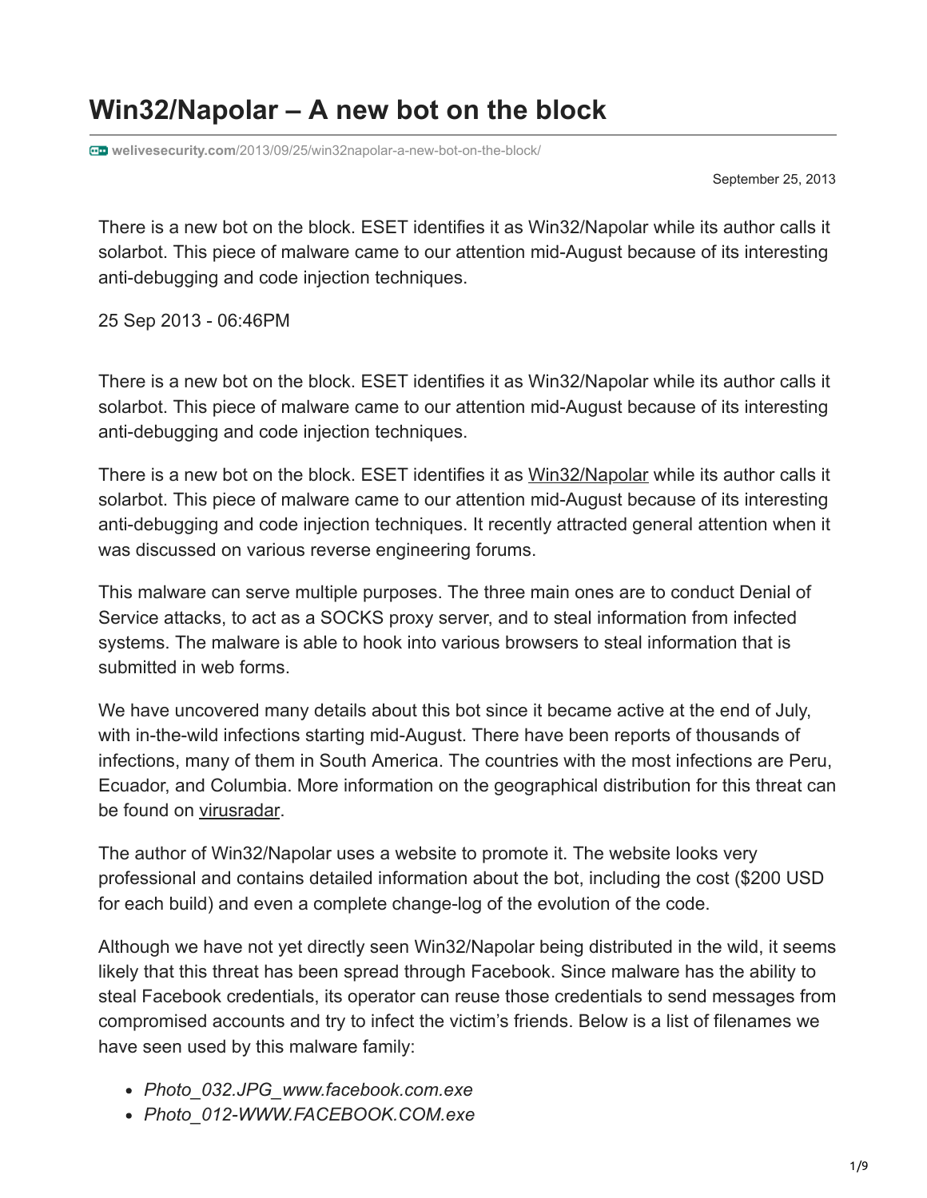# Win32/Napolar – A new bot on the block

welivesecurity.com/2013/09/25/win32napolar-a-new-bot-on-the-block/

September 25, 2013

There is a new bot on the block. ESET identifies it as Win32/Napolar while its author calls it solarbot. This piece of malware came to our attention mid-August because of its interesting anti-debugging and code injection techniques.

25 Sep 2013 - 06:46PM

There is a new bot on the block. ESET identifies it as Win32/Napolar while its author calls it solarbot. This piece of malware came to our attention mid-August because of its interesting anti-debugging and code injection techniques.

There is a new bot on the block. ESET identifies it as Win32/Napolar while its author calls it solarbot. This piece of malware came to our attention mid-August because of its interesting anti-debugging and code injection techniques. It recently attracted general attention when it was discussed on various reverse engineering forums.

This malware can serve multiple purposes. The three main ones are to conduct Denial of Service attacks, to act as a SOCKS proxy server, and to steal information from infected systems. The malware is able to hook into various browsers to steal information that is submitted in web forms.

We have uncovered many details about this bot since it became active at the end of July, with in-the-wild infections starting mid-August. There have been reports of thousands of infections, many of them in South America. The countries with the most infections are Peru, Ecuador, and Columbia. More information on the geographical distribution for this threat can be found on virusradar.

The author of Win32/Napolar uses a website to promote it. The website looks very professional and contains detailed information about the bot, including the cost ($200 USD for each build) and even a complete change-log of the evolution of the code.

Although we have not yet directly seen Win32/Napolar being distributed in the wild, it seems likely that this threat has been spread through Facebook. Since malware has the ability to steal Facebook credentials, its operator can reuse those credentials to send messages from compromised accounts and try to infect the victim's friends. Below is a list of filenames we have seen used by this malware family:

- *Photo_032.JPG_www.facebook.com.exe*
- *Photo_012-WWW.FACEBOOK.COM.exe*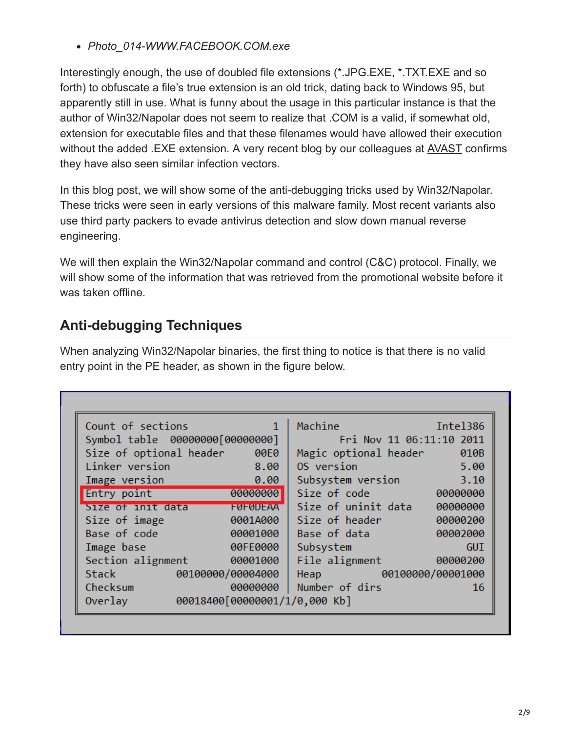- *Photo_014-WWW.FACEBOOK.COM.exe*

Interestingly enough, the use of doubled file extensions (*.JPG.EXE, *.TXT.EXE and so forth) to obfuscate a file's true extension is an old trick, dating back to Windows 95, but apparently still in use. What is funny about the usage in this particular instance is that the author of Win32/Napolar does not seem to realize that .COM is a valid, if somewhat old, extension for executable files and that these filenames would have allowed their execution without the added .EXE extension. A very recent blog by our colleagues at AVAST confirms they have also seen similar infection vectors.

In this blog post, we will show some of the anti-debugging tricks used by Win32/Napolar. These tricks were seen in early versions of this malware family. Most recent variants also use third party packers to evade antivirus detection and slow down manual reverse engineering.

We will then explain the Win32/Napolar command and control (C&C) protocol. Finally, we will show some of the information that was retrieved from the promotional website before it was taken offline.

## Anti-debugging Techniques

When analyzing Win32/Napolar binaries, the first thing to notice is that there is no valid entry point in the PE header, as shown in the figure below.

```
Count of sections               1 | Machine                  Intel386
Symbol table  00000000[00000000] |        Fri Nov 11 06:11:10 2011
Size of optional header      00E0 | Magic optional header        010B
Linker version               8.00 | OS version                   5.00
Image version                0.00 | Subsystem version            3.10
Entry point              00000000 | Size of code             00000000
Size of init data        F0F0DEAA | Size of uninit data      00000000
Size of image            0001A000 | Size of header           00000200
Base of code             00001000 | Base of data             00002000
Image base               00FE0000 | Subsystem                     GUI
Section alignment        00001000 | File alignment           00000200
Stack           00100000/00004000 | Heap          00100000/00001000
Checksum                 00000000 | Number of dirs                 16
Overlay         00018400[00000001/1/0,000 Kb]
```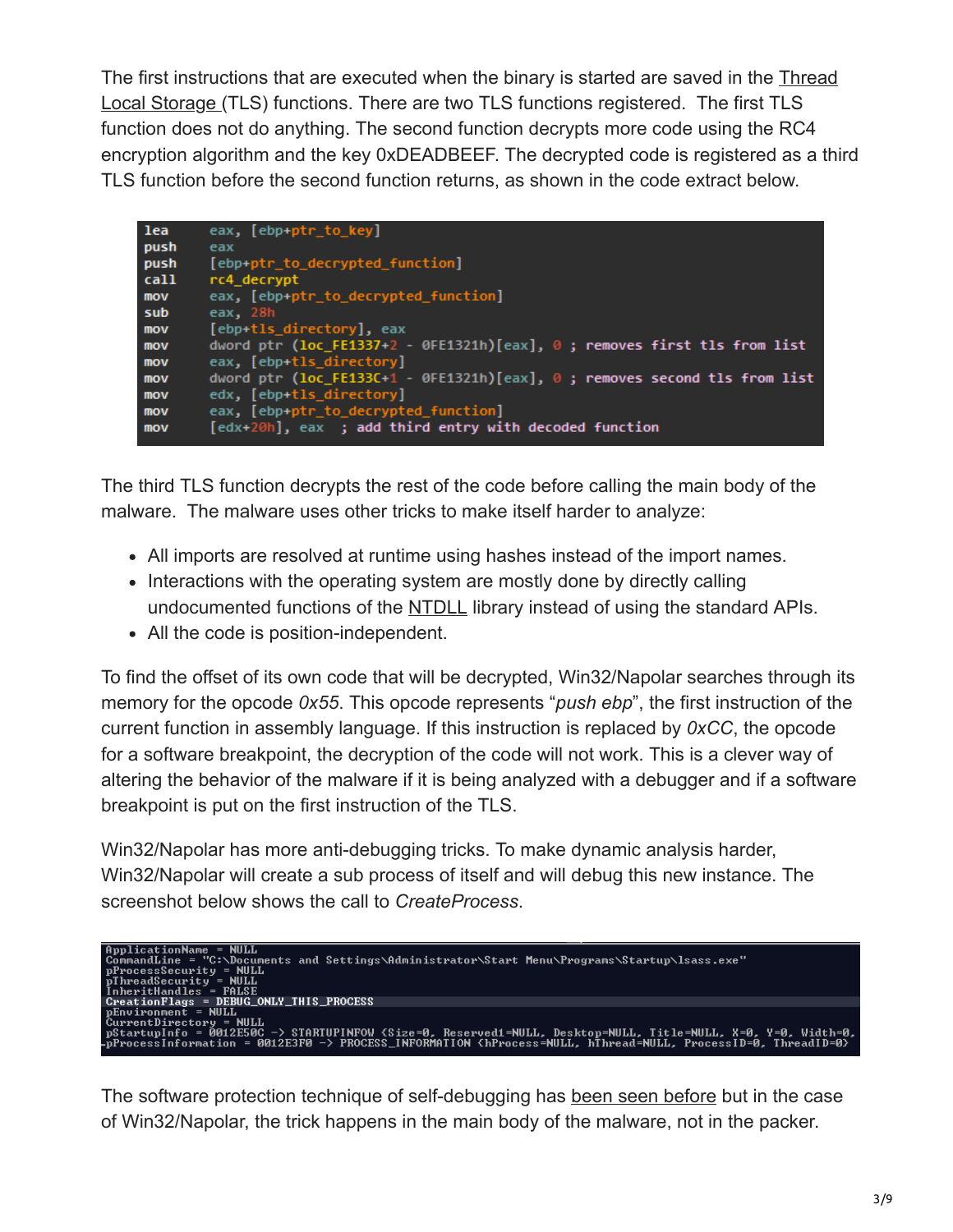The first instructions that are executed when the binary is started are saved in the Thread Local Storage (TLS) functions. There are two TLS functions registered.  The first TLS function does not do anything. The second function decrypts more code using the RC4 encryption algorithm and the key 0xDEADBEEF. The decrypted code is registered as a third TLS function before the second function returns, as shown in the code extract below.

```
lea     eax, [ebp+ptr_to_key]
push    eax
push    [ebp+ptr_to_decrypted_function]
call    rc4_decrypt
mov     eax, [ebp+ptr_to_decrypted_function]
sub     eax, 28h
mov     [ebp+tls_directory], eax
mov     dword ptr (loc_FE1337+2 - 0FE1321h)[eax], 0 ; removes first tls from list
mov     eax, [ebp+tls_directory]
mov     dword ptr (loc_FE133C+1 - 0FE1321h)[eax], 0 ; removes second tls from list
mov     edx, [ebp+tls_directory]
mov     eax, [ebp+ptr_to_decrypted_function]
mov     [edx+20h], eax  ; add third entry with decoded function
```

The third TLS function decrypts the rest of the code before calling the main body of the malware.  The malware uses other tricks to make itself harder to analyze:

- All imports are resolved at runtime using hashes instead of the import names.
- Interactions with the operating system are mostly done by directly calling undocumented functions of the NTDLL library instead of using the standard APIs.
- All the code is position-independent.

To find the offset of its own code that will be decrypted, Win32/Napolar searches through its memory for the opcode *0x55*. This opcode represents "*push ebp*", the first instruction of the current function in assembly language. If this instruction is replaced by *0xCC*, the opcode for a software breakpoint, the decryption of the code will not work. This is a clever way of altering the behavior of the malware if it is being analyzed with a debugger and if a software breakpoint is put on the first instruction of the TLS.

Win32/Napolar has more anti-debugging tricks. To make dynamic analysis harder, Win32/Napolar will create a sub process of itself and will debug this new instance. The screenshot below shows the call to *CreateProcess*.

```
ApplicationName = NULL
CommandLine = "C:\Documents and Settings\Administrator\Start Menu\Programs\Startup\lsass.exe"
pProcessSecurity = NULL
pThreadSecurity = NULL
InheritHandles = FALSE
CreationFlags = DEBUG_ONLY_THIS_PROCESS
pEnvironment = NULL
CurrentDirectory = NULL
pStartupInfo = 0012E50C -> STARTUPINFOW (Size=0, Reserved1=NULL, Desktop=NULL, Title=NULL, X=0, Y=0, Width=0,
pProcessInformation = 0012E3F0 -> PROCESS_INFORMATION (hProcess=NULL, hThread=NULL, ProcessID=0, ThreadID=0)
```

The software protection technique of self-debugging has been seen before but in the case of Win32/Napolar, the trick happens in the main body of the malware, not in the packer.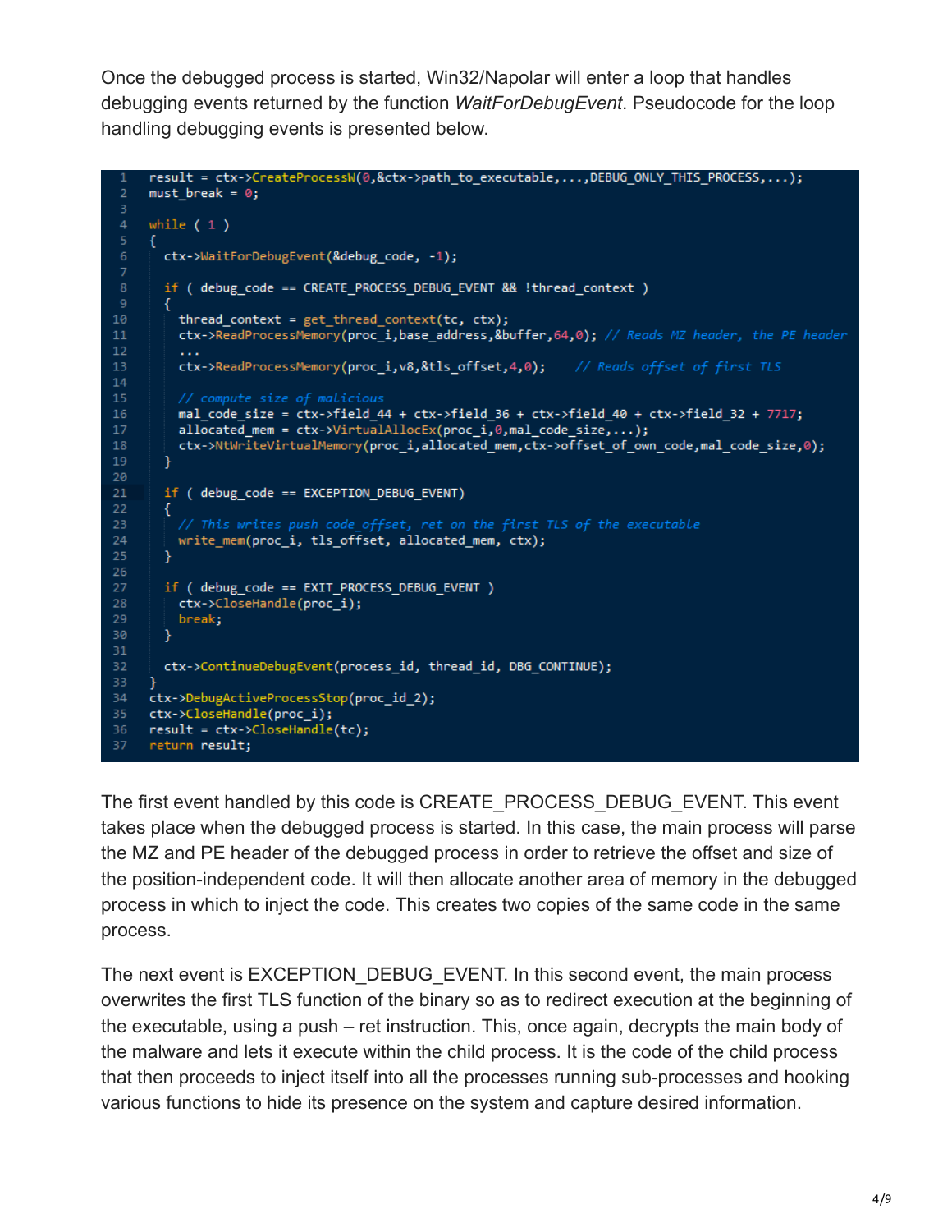Once the debugged process is started, Win32/Napolar will enter a loop that handles debugging events returned by the function *WaitForDebugEvent*. Pseudocode for the loop handling debugging events is presented below.

```
result = ctx->CreateProcessW(0,&ctx->path_to_executable,...,DEBUG_ONLY_THIS_PROCESS,...);
must_break = 0;

while ( 1 )
{
  ctx->WaitForDebugEvent(&debug_code, -1);

  if ( debug_code == CREATE_PROCESS_DEBUG_EVENT && !thread_context )
  {
    thread_context = get_thread_context(tc, ctx);
    ctx->ReadProcessMemory(proc_i,base_address,&buffer,64,0); // Reads MZ header, the PE header
    ...
    ctx->ReadProcessMemory(proc_i,v8,&tls_offset,4,0);    // Reads offset of first TLS

    // compute size of malicious
    mal_code_size = ctx->field_44 + ctx->field_36 + ctx->field_40 + ctx->field_32 + 7717;
    allocated_mem = ctx->VirtualAllocEx(proc_i,0,mal_code_size,...);
    ctx->NtWriteVirtualMemory(proc_i,allocated_mem,ctx->offset_of_own_code,mal_code_size,0);
  }

  if ( debug_code == EXCEPTION_DEBUG_EVENT)
  {
    // This writes push code_offset, ret on the first TLS of the executable
    write_mem(proc_i, tls_offset, allocated_mem, ctx);
  }

  if ( debug_code == EXIT_PROCESS_DEBUG_EVENT )
    ctx->CloseHandle(proc_i);
    break;
  }

  ctx->ContinueDebugEvent(process_id, thread_id, DBG_CONTINUE);
}
ctx->DebugActiveProcessStop(proc_id_2);
ctx->CloseHandle(proc_i);
result = ctx->CloseHandle(tc);
return result;
```

The first event handled by this code is CREATE_PROCESS_DEBUG_EVENT. This event takes place when the debugged process is started. In this case, the main process will parse the MZ and PE header of the debugged process in order to retrieve the offset and size of the position-independent code. It will then allocate another area of memory in the debugged process in which to inject the code. This creates two copies of the same code in the same process.

The next event is EXCEPTION_DEBUG_EVENT. In this second event, the main process overwrites the first TLS function of the binary so as to redirect execution at the beginning of the executable, using a push – ret instruction. This, once again, decrypts the main body of the malware and lets it execute within the child process. It is the code of the child process that then proceeds to inject itself into all the processes running sub-processes and hooking various functions to hide its presence on the system and capture desired information.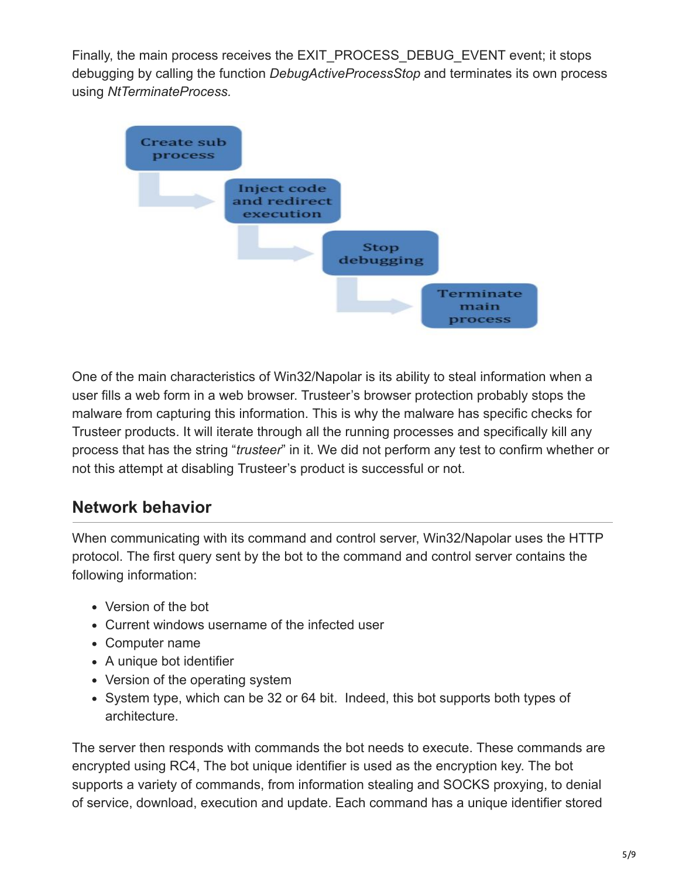Finally, the main process receives the EXIT_PROCESS_DEBUG_EVENT event; it stops debugging by calling the function *DebugActiveProcessStop* and terminates its own process using *NtTerminateProcess.*

One of the main characteristics of Win32/Napolar is its ability to steal information when a user fills a web form in a web browser. Trusteer's browser protection probably stops the malware from capturing this information. This is why the malware has specific checks for Trusteer products. It will iterate through all the running processes and specifically kill any process that has the string "*trusteer*" in it. We did not perform any test to confirm whether or not this attempt at disabling Trusteer's product is successful or not.

## Network behavior

When communicating with its command and control server, Win32/Napolar uses the HTTP protocol. The first query sent by the bot to the command and control server contains the following information:

- Version of the bot
- Current windows username of the infected user
- Computer name
- A unique bot identifier
- Version of the operating system
- System type, which can be 32 or 64 bit.  Indeed, this bot supports both types of architecture.

The server then responds with commands the bot needs to execute. These commands are encrypted using RC4, The bot unique identifier is used as the encryption key. The bot supports a variety of commands, from information stealing and SOCKS proxying, to denial of service, download, execution and update. Each command has a unique identifier stored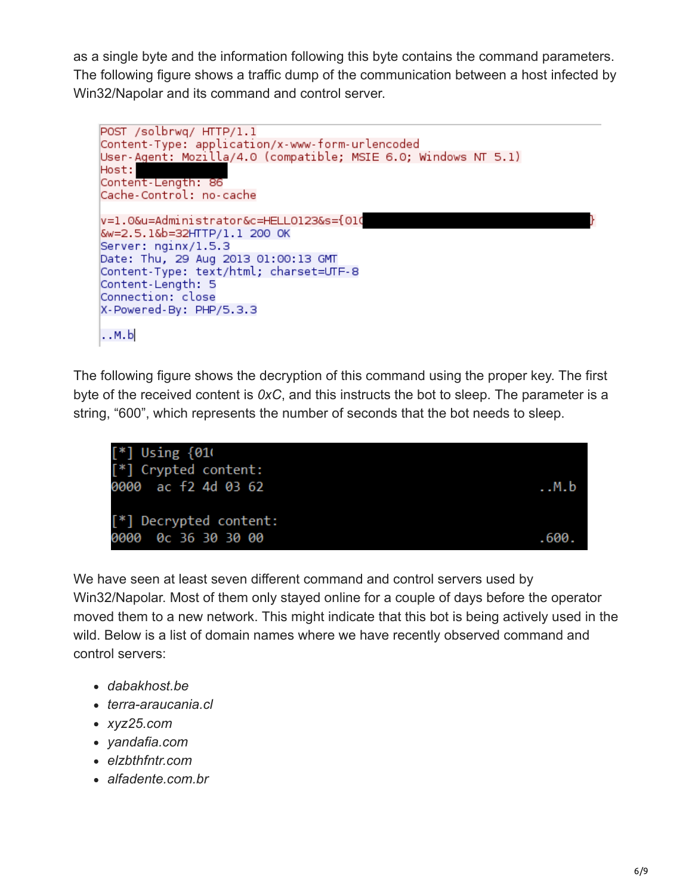as a single byte and the information following this byte contains the command parameters. The following figure shows a traffic dump of the communication between a host infected by Win32/Napolar and its command and control server.

```
POST /solbrwq/ HTTP/1.1
Content-Type: application/x-www-form-urlencoded
User-Agent: Mozilla/4.0 (compatible; MSIE 6.0; Windows NT 5.1)
Host: 
Content-Length: 86
Cache-Control: no-cache

v=1.0&u=Administrator&c=HELLO123&s={01(                                  }
&w=2.5.1&b=32HTTP/1.1 200 OK
Server: nginx/1.5.3
Date: Thu, 29 Aug 2013 01:00:13 GMT
Content-Type: text/html; charset=UTF-8
Content-Length: 5
Connection: close
X-Powered-By: PHP/5.3.3

..M.b
```

The following figure shows the decryption of this command using the proper key. The first byte of the received content is *0xC*, and this instructs the bot to sleep. The parameter is a string, “600”, which represents the number of seconds that the bot needs to sleep.

```
[*] Using {01(
[*] Crypted content:
0000   ac f2 4d 03 62                                        ..M.b

[*] Decrypted content:
0000   0c 36 30 30 00                                        .600.
```

We have seen at least seven different command and control servers used by Win32/Napolar. Most of them only stayed online for a couple of days before the operator moved them to a new network. This might indicate that this bot is being actively used in the wild. Below is a list of domain names where we have recently observed command and control servers:

- *dabakhost.be*
- *terra-araucania.cl*
- *xyz25.com*
- *yandafia.com*
- *elzbthfntr.com*
- *alfadente.com.br*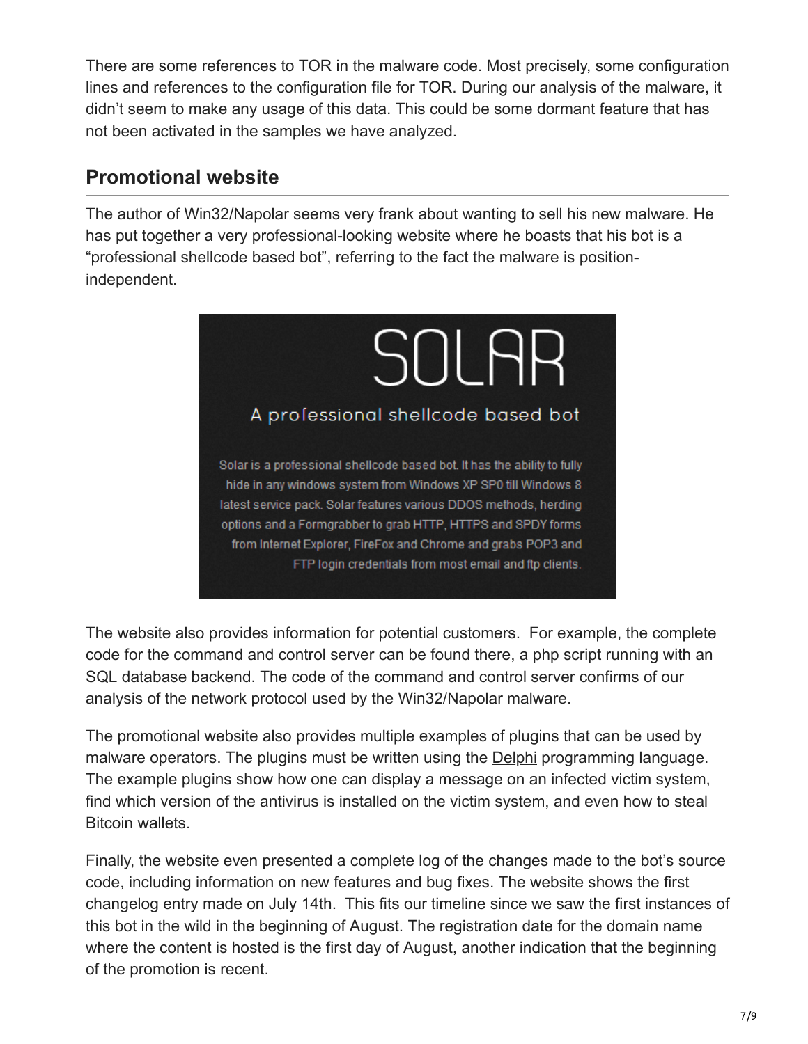There are some references to TOR in the malware code. Most precisely, some configuration lines and references to the configuration file for TOR. During our analysis of the malware, it didn't seem to make any usage of this data. This could be some dormant feature that has not been activated in the samples we have analyzed.

## Promotional website

The author of Win32/Napolar seems very frank about wanting to sell his new malware. He has put together a very professional-looking website where he boasts that his bot is a "professional shellcode based bot", referring to the fact the malware is position-independent.

> SOLAR
>
> A professional shellcode based bot
>
> Solar is a professional shellcode based bot. It has the ability to fully hide in any windows system from Windows XP SP0 till Windows 8 latest service pack. Solar features various DDOS methods, herding options and a Formgrabber to grab HTTP, HTTPS and SPDY forms from Internet Explorer, FireFox and Chrome and grabs POP3 and FTP login credentials from most email and ftp clients.

The website also provides information for potential customers. For example, the complete code for the command and control server can be found there, a php script running with an SQL database backend. The code of the command and control server confirms of our analysis of the network protocol used by the Win32/Napolar malware.

The promotional website also provides multiple examples of plugins that can be used by malware operators. The plugins must be written using the Delphi programming language. The example plugins show how one can display a message on an infected victim system, find which version of the antivirus is installed on the victim system, and even how to steal Bitcoin wallets.

Finally, the website even presented a complete log of the changes made to the bot's source code, including information on new features and bug fixes. The website shows the first changelog entry made on July 14th. This fits our timeline since we saw the first instances of this bot in the wild in the beginning of August. The registration date for the domain name where the content is hosted is the first day of August, another indication that the beginning of the promotion is recent.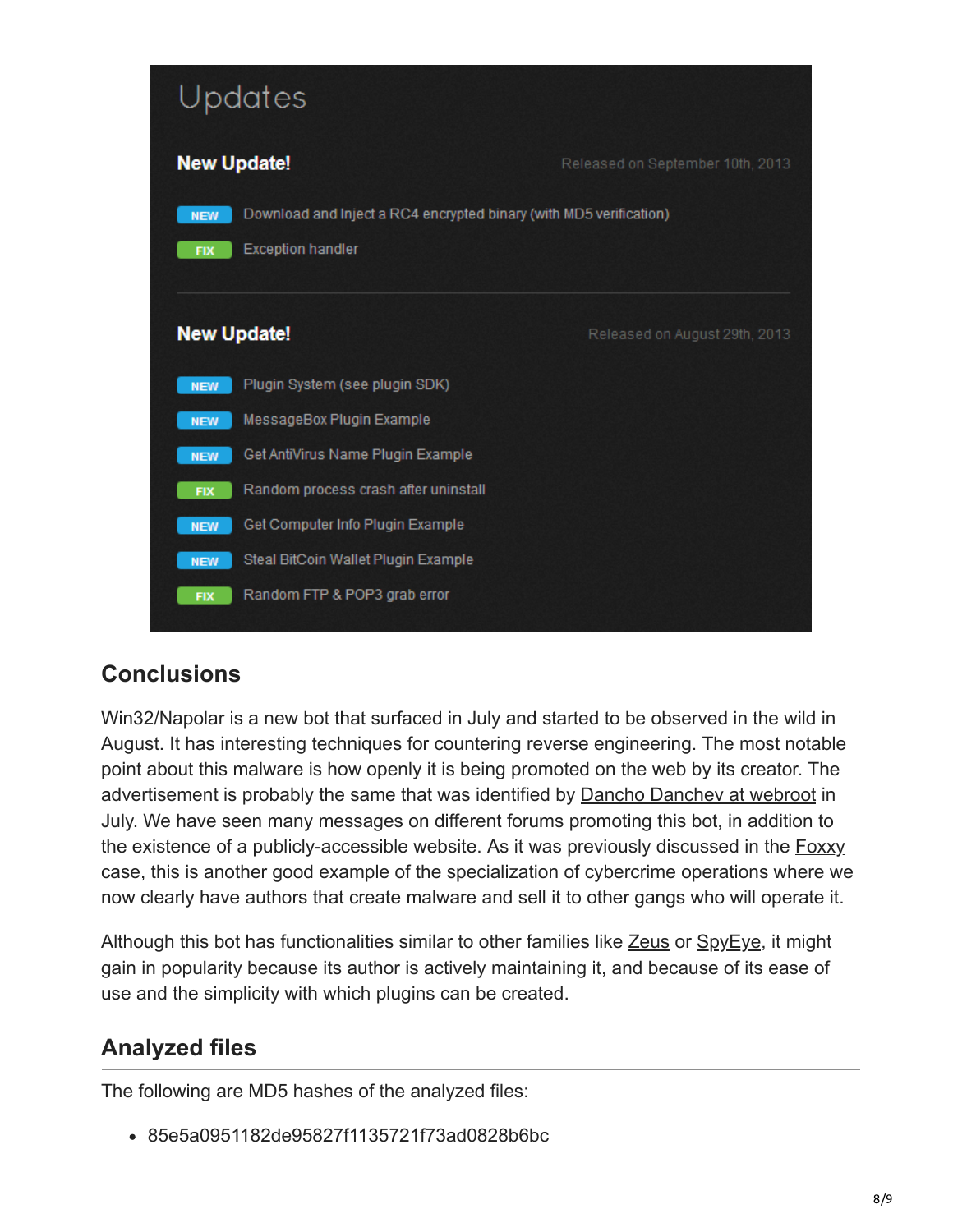## Updates

**New Update!** Released on September 10th, 2013

- NEW Download and Inject a RC4 encrypted binary (with MD5 verification)
- FIX Exception handler

**New Update!** Released on August 29th, 2013

- NEW Plugin System (see plugin SDK)
- NEW MessageBox Plugin Example
- NEW Get AntiVirus Name Plugin Example
- FIX Random process crash after uninstall
- NEW Get Computer Info Plugin Example
- NEW Steal BitCoin Wallet Plugin Example
- FIX Random FTP & POP3 grab error

## Conclusions

Win32/Napolar is a new bot that surfaced in July and started to be observed in the wild in August. It has interesting techniques for countering reverse engineering. The most notable point about this malware is how openly it is being promoted on the web by its creator. The advertisement is probably the same that was identified by Dancho Danchev at webroot in July. We have seen many messages on different forums promoting this bot, in addition to the existence of a publicly-accessible website. As it was previously discussed in the Foxxy case, this is another good example of the specialization of cybercrime operations where we now clearly have authors that create malware and sell it to other gangs who will operate it.

Although this bot has functionalities similar to other families like Zeus or SpyEye, it might gain in popularity because its author is actively maintaining it, and because of its ease of use and the simplicity with which plugins can be created.

## Analyzed files

The following are MD5 hashes of the analyzed files:

- 85e5a0951182de95827f1135721f73ad0828b6bc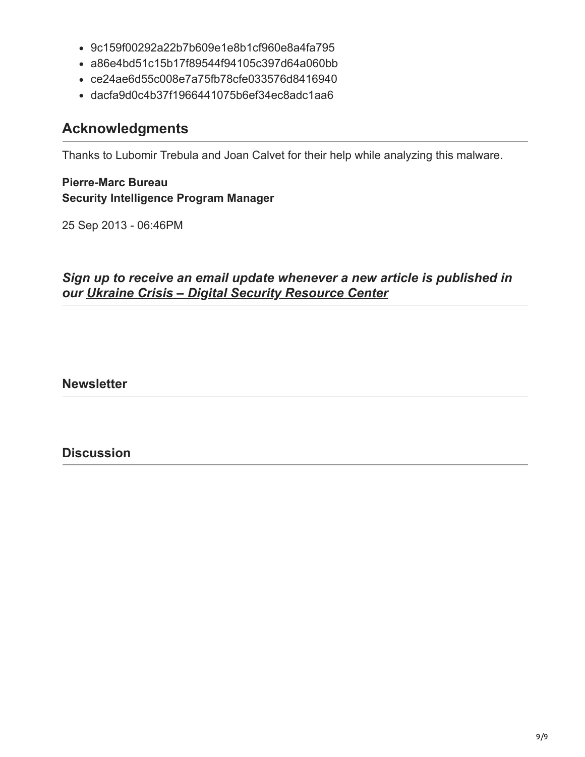- 9c159f00292a22b7b609e1e8b1cf960e8a4fa795
- a86e4bd51c15b17f89544f94105c397d64a060bb
- ce24ae6d55c008e7a75fb78cfe033576d8416940
- dacfa9d0c4b37f1966441075b6ef34ec8adc1aa6

## Acknowledgments

Thanks to Lubomir Trebula and Joan Calvet for their help while analyzing this malware.

**Pierre-Marc Bureau**
**Security Intelligence Program Manager**

25 Sep 2013 - 06:46PM

***Sign up to receive an email update whenever a new article is published in our Ukraine Crisis – Digital Security Resource Center***

## Newsletter

## Discussion